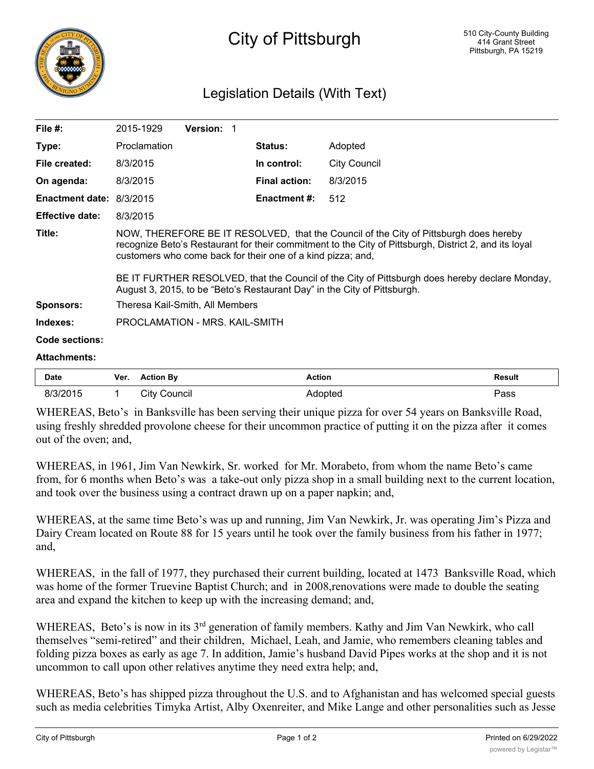# City of Pittsburgh

510 City-County Building
414 Grant Street
Pittsburgh, PA 15219

## Legislation Details (With Text)

**File #:** 2015-1929 **Version:** 1

**Type:** Proclamation **Status:** Adopted

**File created:** 8/3/2015 **In control:** City Council

**On agenda:** 8/3/2015 **Final action:** 8/3/2015

**Enactment date:** 8/3/2015 **Enactment #:** 512

**Effective date:** 8/3/2015

**Title:** NOW, THEREFORE BE IT RESOLVED, that the Council of the City of Pittsburgh does hereby recognize Beto's Restaurant for their commitment to the City of Pittsburgh, District 2, and its loyal customers who come back for their one of a kind pizza; and,

BE IT FURTHER RESOLVED, that the Council of the City of Pittsburgh does hereby declare Monday, August 3, 2015, to be "Beto's Restaurant Day" in the City of Pittsburgh.

**Sponsors:** Theresa Kail-Smith, All Members

**Indexes:** PROCLAMATION - MRS. KAIL-SMITH

**Code sections:**

**Attachments:**

| Date | Ver. | Action By | Action | Result |
|---|---|---|---|---|
| 8/3/2015 | 1 | City Council | Adopted | Pass |

WHEREAS, Beto's in Banksville has been serving their unique pizza for over 54 years on Banksville Road, using freshly shredded provolone cheese for their uncommon practice of putting it on the pizza after it comes out of the oven; and,

WHEREAS, in 1961, Jim Van Newkirk, Sr. worked for Mr. Morabeto, from whom the name Beto's came from, for 6 months when Beto's was a take-out only pizza shop in a small building next to the current location, and took over the business using a contract drawn up on a paper napkin; and,

WHEREAS, at the same time Beto's was up and running, Jim Van Newkirk, Jr. was operating Jim's Pizza and Dairy Cream located on Route 88 for 15 years until he took over the family business from his father in 1977; and,

WHEREAS, in the fall of 1977, they purchased their current building, located at 1473 Banksville Road, which was home of the former Truevine Baptist Church; and in 2008,renovations were made to double the seating area and expand the kitchen to keep up with the increasing demand; and,

WHEREAS, Beto's is now in its 3rd generation of family members. Kathy and Jim Van Newkirk, who call themselves "semi-retired" and their children, Michael, Leah, and Jamie, who remembers cleaning tables and folding pizza boxes as early as age 7. In addition, Jamie's husband David Pipes works at the shop and it is not uncommon to call upon other relatives anytime they need extra help; and,

WHEREAS, Beto's has shipped pizza throughout the U.S. and to Afghanistan and has welcomed special guests such as media celebrities Timyka Artist, Alby Oxenreiter, and Mike Lange and other personalities such as Jesse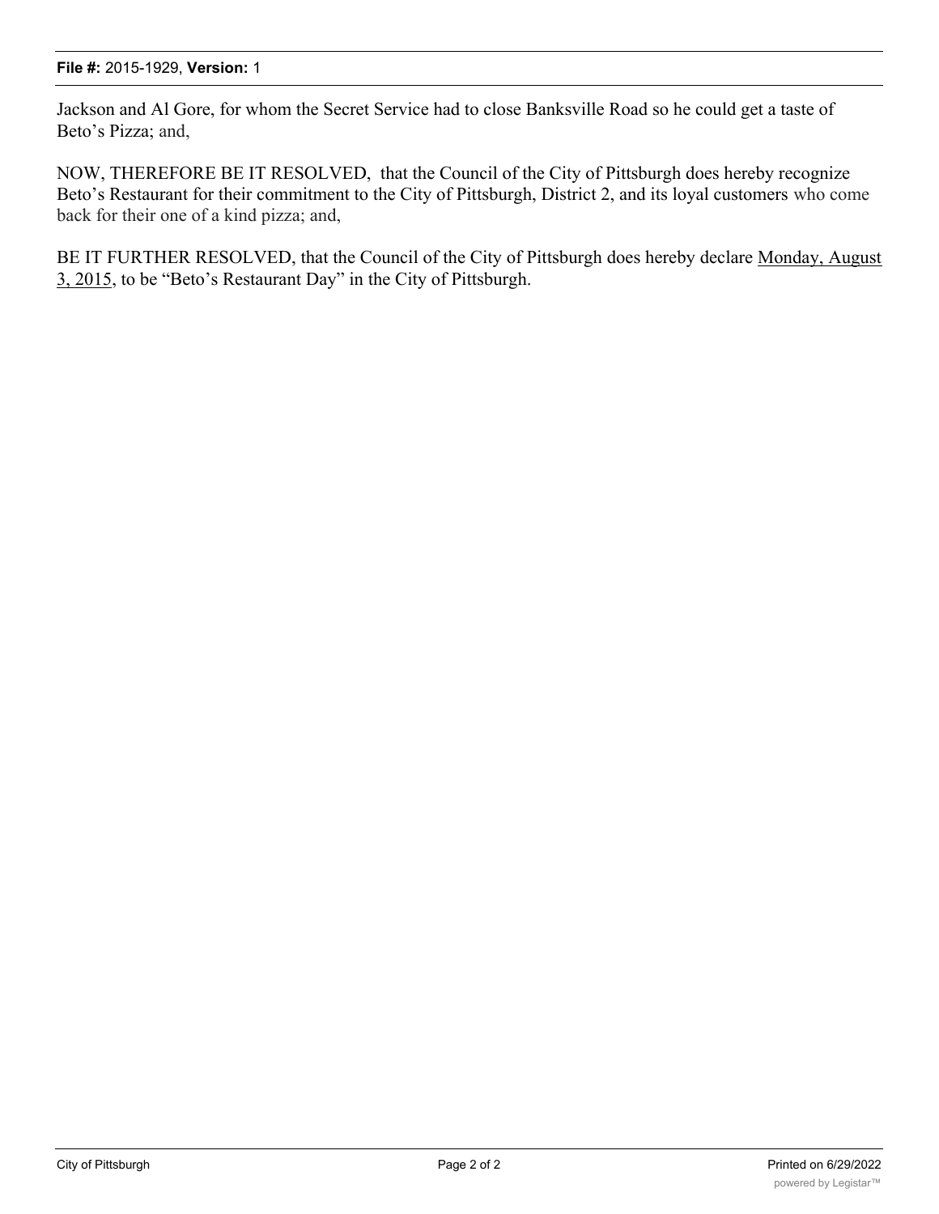Jackson and Al Gore, for whom the Secret Service had to close Banksville Road so he could get a taste of Beto's Pizza; and,

NOW, THEREFORE BE IT RESOLVED, that the Council of the City of Pittsburgh does hereby recognize Beto's Restaurant for their commitment to the City of Pittsburgh, District 2, and its loyal customers who come back for their one of a kind pizza; and,

BE IT FURTHER RESOLVED, that the Council of the City of Pittsburgh does hereby declare Monday, August 3, 2015, to be "Beto's Restaurant Day" in the City of Pittsburgh.